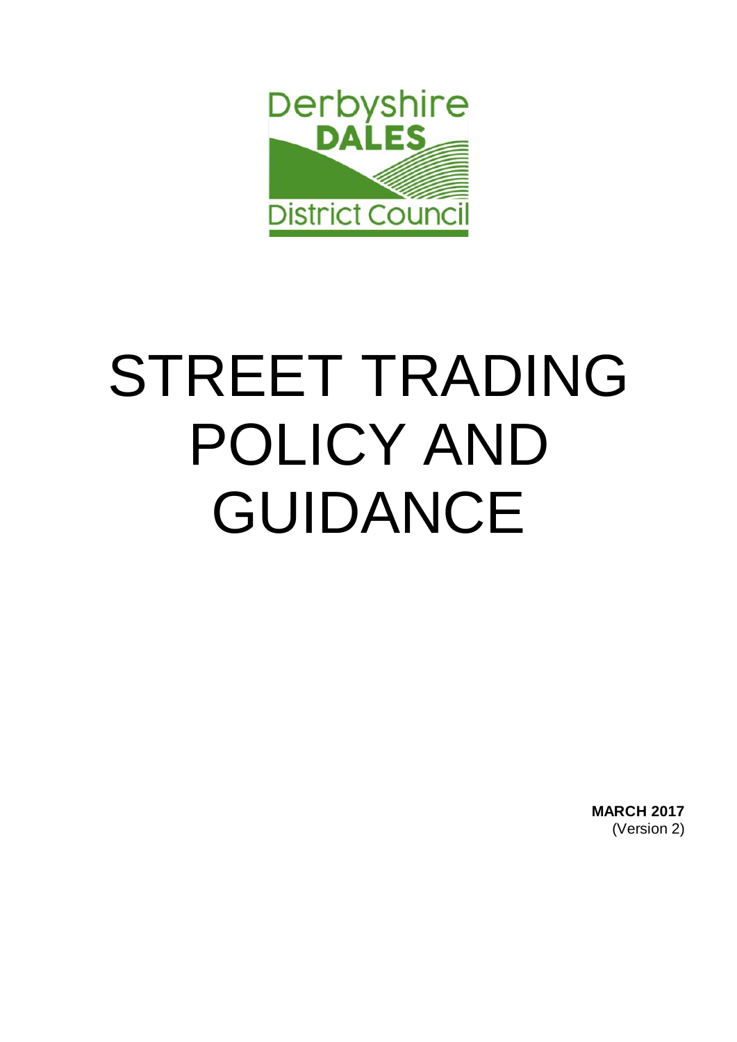Derbyshire
**DALES**
District Council

# STREET TRADING POLICY AND GUIDANCE

**MARCH 2017**
(Version 2)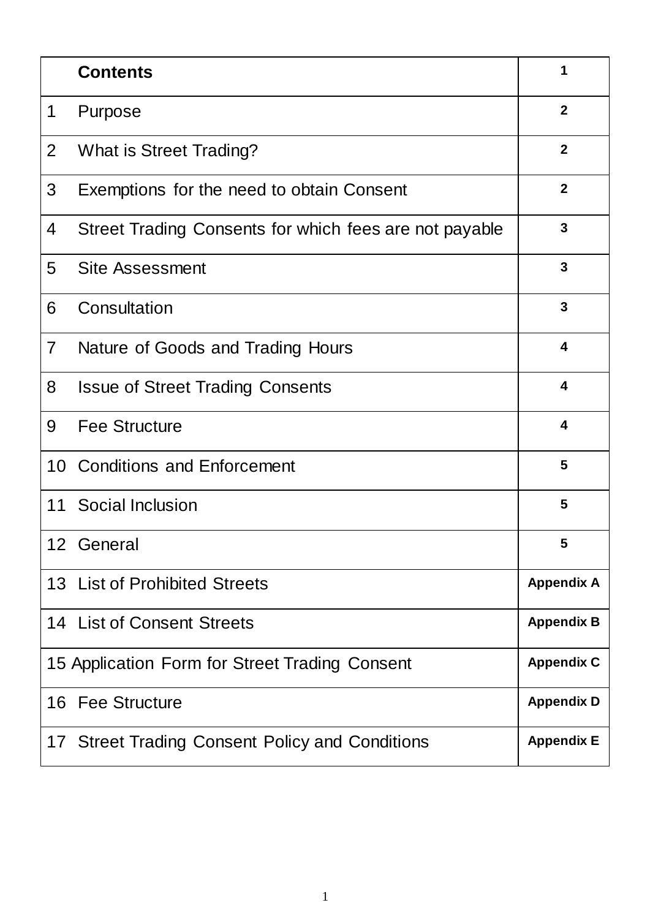| | Contents | 1 |
|---|---|---|
| 1 | Purpose | 2 |
| 2 | What is Street Trading? | 2 |
| 3 | Exemptions for the need to obtain Consent | 2 |
| 4 | Street Trading Consents for which fees are not payable | 3 |
| 5 | Site Assessment | 3 |
| 6 | Consultation | 3 |
| 7 | Nature of Goods and Trading Hours | 4 |
| 8 | Issue of Street Trading Consents | 4 |
| 9 | Fee Structure | 4 |
| 10 | Conditions and Enforcement | 5 |
| 11 | Social Inclusion | 5 |
| 12 | General | 5 |
| 13 | List of Prohibited Streets | Appendix A |
| 14 | List of Consent Streets | Appendix B |
| 15 | Application Form for Street Trading Consent | Appendix C |
| 16 | Fee Structure | Appendix D |
| 17 | Street Trading Consent Policy and Conditions | Appendix E |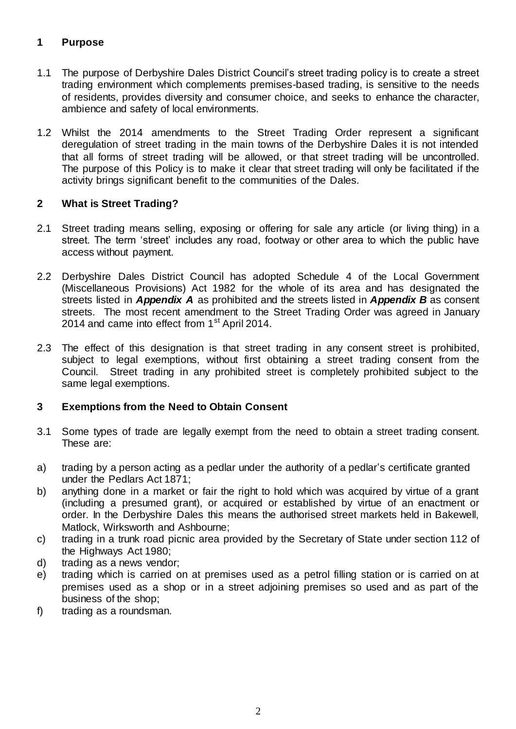## 1 Purpose

1.1 The purpose of Derbyshire Dales District Council's street trading policy is to create a street trading environment which complements premises-based trading, is sensitive to the needs of residents, provides diversity and consumer choice, and seeks to enhance the character, ambience and safety of local environments.

1.2 Whilst the 2014 amendments to the Street Trading Order represent a significant deregulation of street trading in the main towns of the Derbyshire Dales it is not intended that all forms of street trading will be allowed, or that street trading will be uncontrolled. The purpose of this Policy is to make it clear that street trading will only be facilitated if the activity brings significant benefit to the communities of the Dales.

## 2 What is Street Trading?

2.1 Street trading means selling, exposing or offering for sale any article (or living thing) in a street. The term 'street' includes any road, footway or other area to which the public have access without payment.

2.2 Derbyshire Dales District Council has adopted Schedule 4 of the Local Government (Miscellaneous Provisions) Act 1982 for the whole of its area and has designated the streets listed in ***Appendix A*** as prohibited and the streets listed in ***Appendix B*** as consent streets. The most recent amendment to the Street Trading Order was agreed in January 2014 and came into effect from 1st April 2014.

2.3 The effect of this designation is that street trading in any consent street is prohibited, subject to legal exemptions, without first obtaining a street trading consent from the Council. Street trading in any prohibited street is completely prohibited subject to the same legal exemptions.

## 3 Exemptions from the Need to Obtain Consent

3.1 Some types of trade are legally exempt from the need to obtain a street trading consent. These are:

a) trading by a person acting as a pedlar under the authority of a pedlar's certificate granted under the Pedlars Act 1871;
b) anything done in a market or fair the right to hold which was acquired by virtue of a grant (including a presumed grant), or acquired or established by virtue of an enactment or order. In the Derbyshire Dales this means the authorised street markets held in Bakewell, Matlock, Wirksworth and Ashbourne;
c) trading in a trunk road picnic area provided by the Secretary of State under section 112 of the Highways Act 1980;
d) trading as a news vendor;
e) trading which is carried on at premises used as a petrol filling station or is carried on at premises used as a shop or in a street adjoining premises so used and as part of the business of the shop;
f) trading as a roundsman.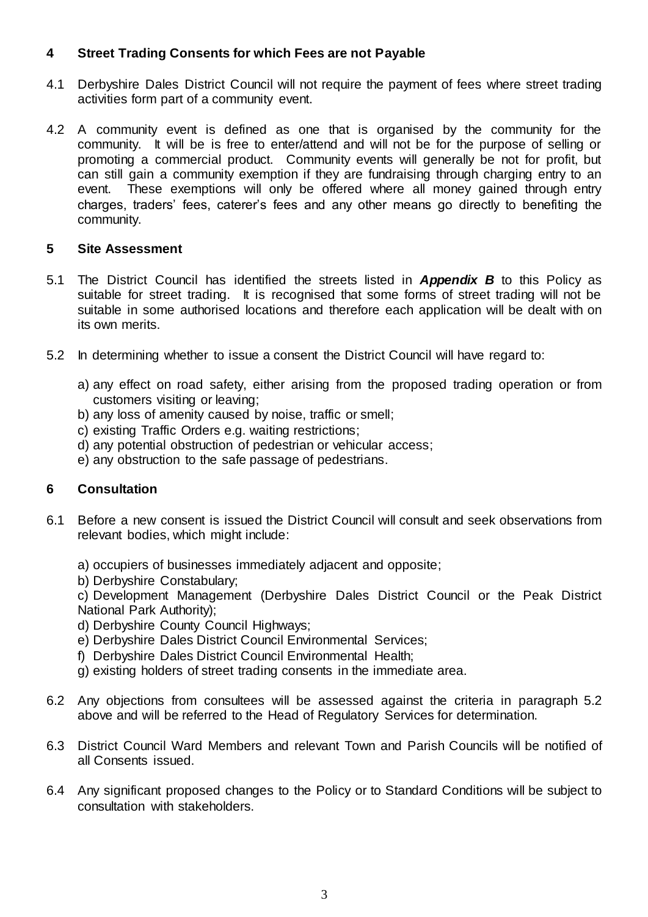## 4 Street Trading Consents for which Fees are not Payable

4.1 Derbyshire Dales District Council will not require the payment of fees where street trading activities form part of a community event.

4.2 A community event is defined as one that is organised by the community for the community. It will be is free to enter/attend and will not be for the purpose of selling or promoting a commercial product. Community events will generally be not for profit, but can still gain a community exemption if they are fundraising through charging entry to an event. These exemptions will only be offered where all money gained through entry charges, traders' fees, caterer's fees and any other means go directly to benefiting the community.

## 5 Site Assessment

5.1 The District Council has identified the streets listed in ***Appendix B*** to this Policy as suitable for street trading. It is recognised that some forms of street trading will not be suitable in some authorised locations and therefore each application will be dealt with on its own merits.

5.2 In determining whether to issue a consent the District Council will have regard to:

a) any effect on road safety, either arising from the proposed trading operation or from customers visiting or leaving;
b) any loss of amenity caused by noise, traffic or smell;
c) existing Traffic Orders e.g. waiting restrictions;
d) any potential obstruction of pedestrian or vehicular access;
e) any obstruction to the safe passage of pedestrians.

## 6 Consultation

6.1 Before a new consent is issued the District Council will consult and seek observations from relevant bodies, which might include:

a) occupiers of businesses immediately adjacent and opposite;
b) Derbyshire Constabulary;
c) Development Management (Derbyshire Dales District Council or the Peak District National Park Authority);
d) Derbyshire County Council Highways;
e) Derbyshire Dales District Council Environmental Services;
f) Derbyshire Dales District Council Environmental Health;
g) existing holders of street trading consents in the immediate area.

6.2 Any objections from consultees will be assessed against the criteria in paragraph 5.2 above and will be referred to the Head of Regulatory Services for determination.

6.3 District Council Ward Members and relevant Town and Parish Councils will be notified of all Consents issued.

6.4 Any significant proposed changes to the Policy or to Standard Conditions will be subject to consultation with stakeholders.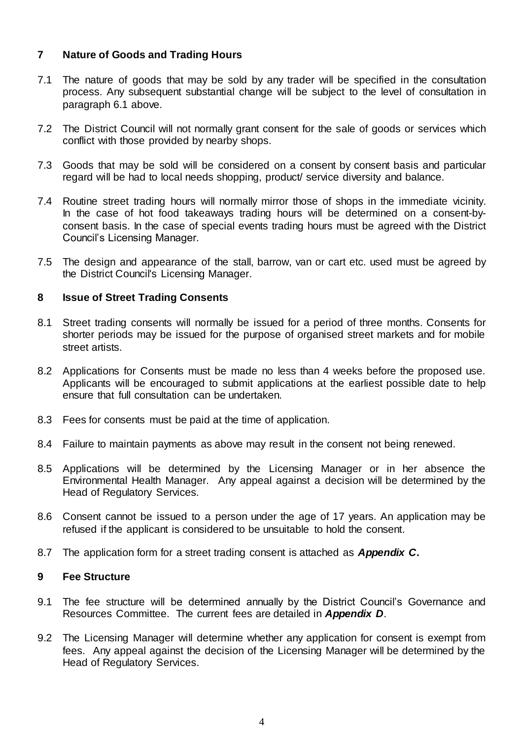## 7 Nature of Goods and Trading Hours

7.1 The nature of goods that may be sold by any trader will be specified in the consultation process. Any subsequent substantial change will be subject to the level of consultation in paragraph 6.1 above.

7.2 The District Council will not normally grant consent for the sale of goods or services which conflict with those provided by nearby shops.

7.3 Goods that may be sold will be considered on a consent by consent basis and particular regard will be had to local needs shopping, product/ service diversity and balance.

7.4 Routine street trading hours will normally mirror those of shops in the immediate vicinity. In the case of hot food takeaways trading hours will be determined on a consent-by-consent basis. In the case of special events trading hours must be agreed with the District Council's Licensing Manager.

7.5 The design and appearance of the stall, barrow, van or cart etc. used must be agreed by the District Council's Licensing Manager.

## 8 Issue of Street Trading Consents

8.1 Street trading consents will normally be issued for a period of three months. Consents for shorter periods may be issued for the purpose of organised street markets and for mobile street artists.

8.2 Applications for Consents must be made no less than 4 weeks before the proposed use. Applicants will be encouraged to submit applications at the earliest possible date to help ensure that full consultation can be undertaken.

8.3 Fees for consents must be paid at the time of application.

8.4 Failure to maintain payments as above may result in the consent not being renewed.

8.5 Applications will be determined by the Licensing Manager or in her absence the Environmental Health Manager. Any appeal against a decision will be determined by the Head of Regulatory Services.

8.6 Consent cannot be issued to a person under the age of 17 years. An application may be refused if the applicant is considered to be unsuitable to hold the consent.

8.7 The application form for a street trading consent is attached as ***Appendix C*.**

## 9 Fee Structure

9.1 The fee structure will be determined annually by the District Council's Governance and Resources Committee. The current fees are detailed in ***Appendix D***.

9.2 The Licensing Manager will determine whether any application for consent is exempt from fees. Any appeal against the decision of the Licensing Manager will be determined by the Head of Regulatory Services.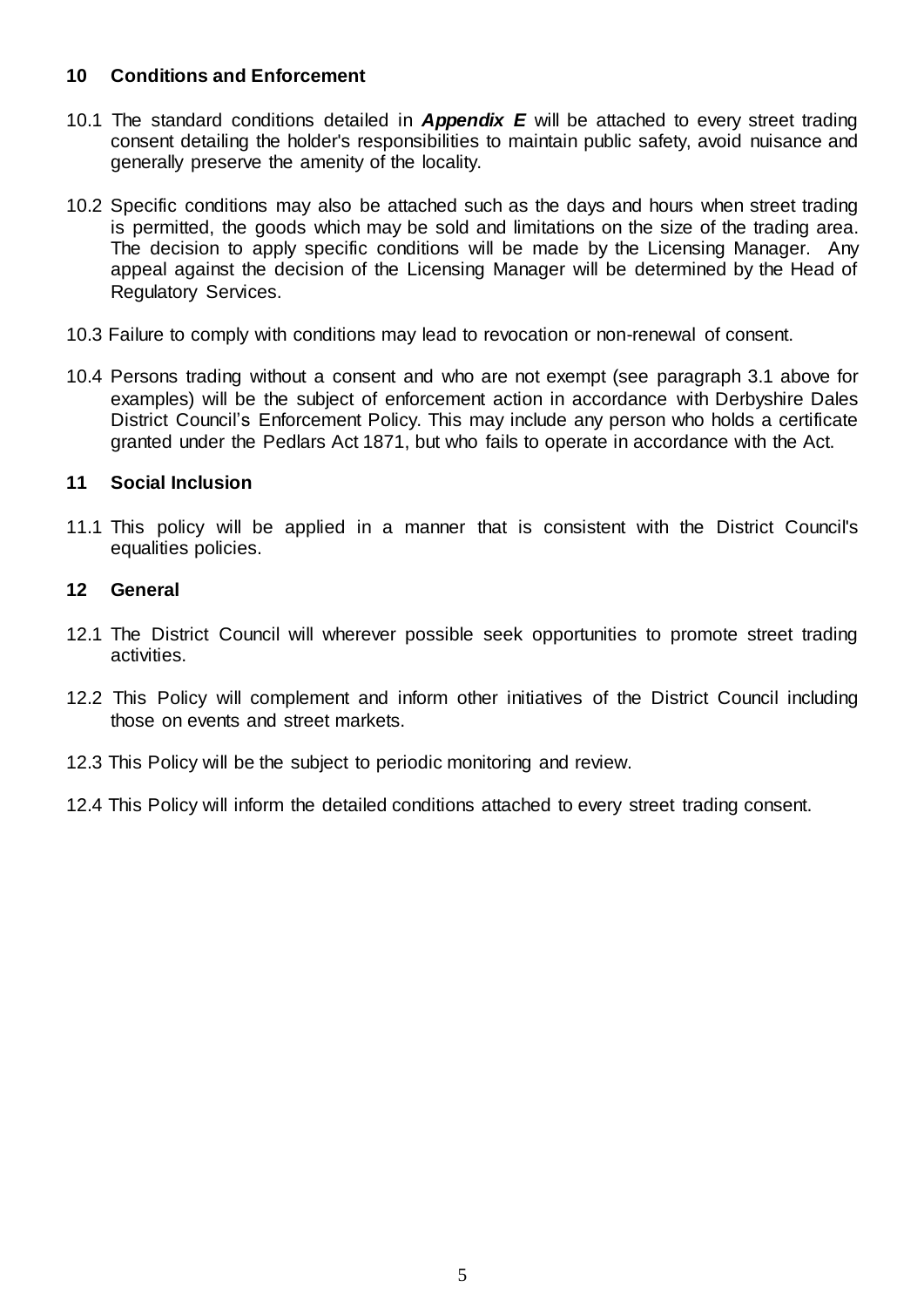## 10 Conditions and Enforcement

10.1 The standard conditions detailed in ***Appendix E*** will be attached to every street trading consent detailing the holder's responsibilities to maintain public safety, avoid nuisance and generally preserve the amenity of the locality.

10.2 Specific conditions may also be attached such as the days and hours when street trading is permitted, the goods which may be sold and limitations on the size of the trading area. The decision to apply specific conditions will be made by the Licensing Manager. Any appeal against the decision of the Licensing Manager will be determined by the Head of Regulatory Services.

10.3 Failure to comply with conditions may lead to revocation or non-renewal of consent.

10.4 Persons trading without a consent and who are not exempt (see paragraph 3.1 above for examples) will be the subject of enforcement action in accordance with Derbyshire Dales District Council's Enforcement Policy. This may include any person who holds a certificate granted under the Pedlars Act 1871, but who fails to operate in accordance with the Act.

## 11 Social Inclusion

11.1 This policy will be applied in a manner that is consistent with the District Council's equalities policies.

## 12 General

12.1 The District Council will wherever possible seek opportunities to promote street trading activities.

12.2 This Policy will complement and inform other initiatives of the District Council including those on events and street markets.

12.3 This Policy will be the subject to periodic monitoring and review.

12.4 This Policy will inform the detailed conditions attached to every street trading consent.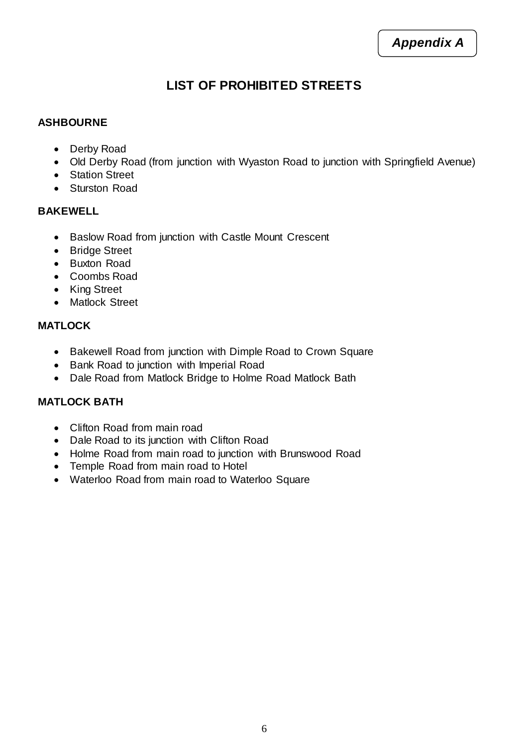*Appendix A*

## LIST OF PROHIBITED STREETS

**ASHBOURNE**

- Derby Road
- Old Derby Road (from junction with Wyaston Road to junction with Springfield Avenue)
- Station Street
- Sturston Road

**BAKEWELL**

- Baslow Road from junction with Castle Mount Crescent
- Bridge Street
- Buxton Road
- Coombs Road
- King Street
- Matlock Street

**MATLOCK**

- Bakewell Road from junction with Dimple Road to Crown Square
- Bank Road to junction with Imperial Road
- Dale Road from Matlock Bridge to Holme Road Matlock Bath

**MATLOCK BATH**

- Clifton Road from main road
- Dale Road to its junction with Clifton Road
- Holme Road from main road to junction with Brunswood Road
- Temple Road from main road to Hotel
- Waterloo Road from main road to Waterloo Square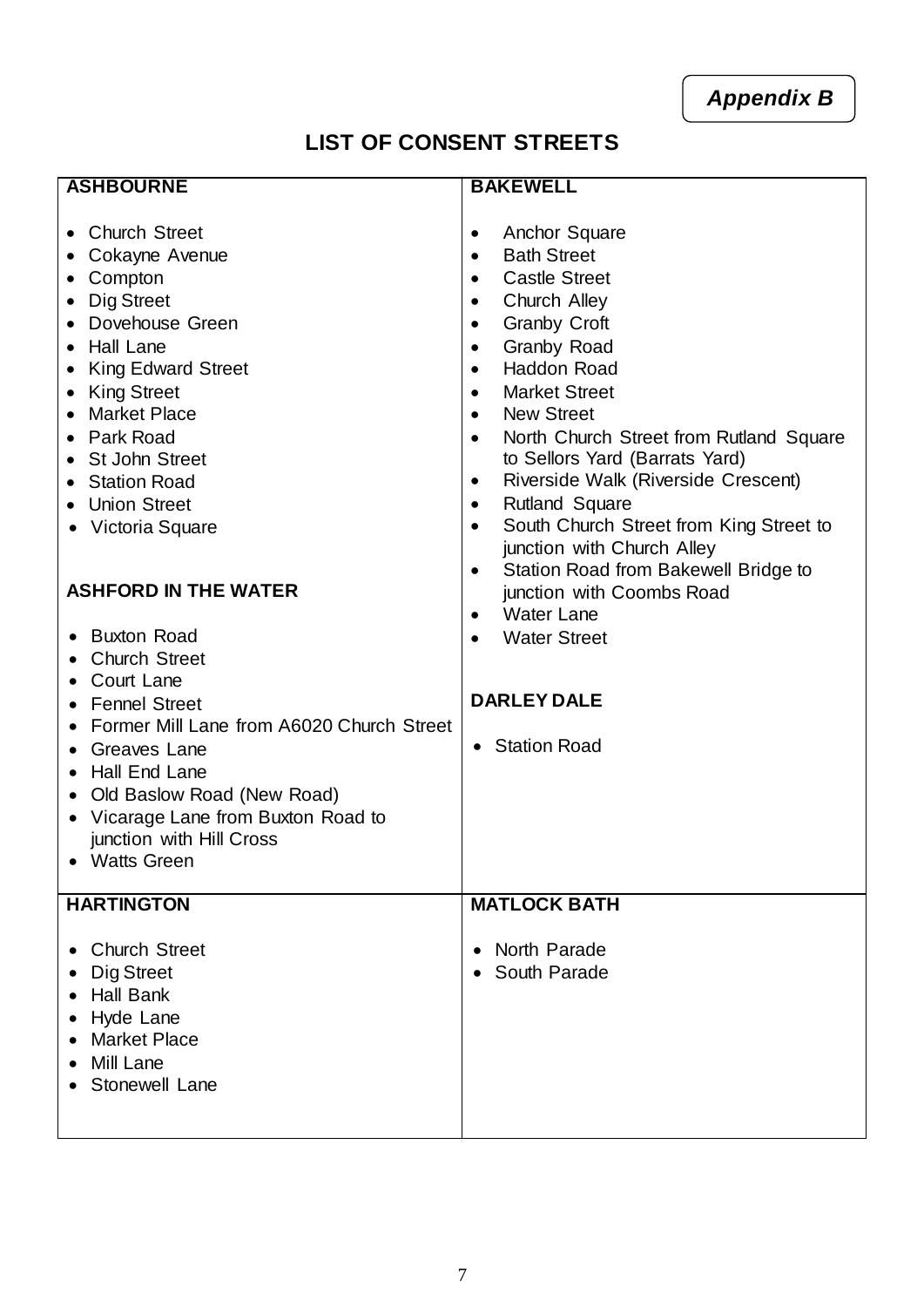*Appendix B*

## LIST OF CONSENT STREETS

### ASHBOURNE

- Church Street
- Cokayne Avenue
- Compton
- Dig Street
- Dovehouse Green
- Hall Lane
- King Edward Street
- King Street
- Market Place
- Park Road
- St John Street
- Station Road
- Union Street
- Victoria Square

### ASHFORD IN THE WATER

- Buxton Road
- Church Street
- Court Lane
- Fennel Street
- Former Mill Lane from A6020 Church Street
- Greaves Lane
- Hall End Lane
- Old Baslow Road (New Road)
- Vicarage Lane from Buxton Road to junction with Hill Cross
- Watts Green

### BAKEWELL

- Anchor Square
- Bath Street
- Castle Street
- Church Alley
- Granby Croft
- Granby Road
- Haddon Road
- Market Street
- New Street
- North Church Street from Rutland Square to Sellors Yard (Barrats Yard)
- Riverside Walk (Riverside Crescent)
- Rutland Square
- South Church Street from King Street to junction with Church Alley
- Station Road from Bakewell Bridge to junction with Coombs Road
- Water Lane
- Water Street

### DARLEY DALE

- Station Road

### HARTINGTON

- Church Street
- Dig Street
- Hall Bank
- Hyde Lane
- Market Place
- Mill Lane
- Stonewell Lane

### MATLOCK BATH

- North Parade
- South Parade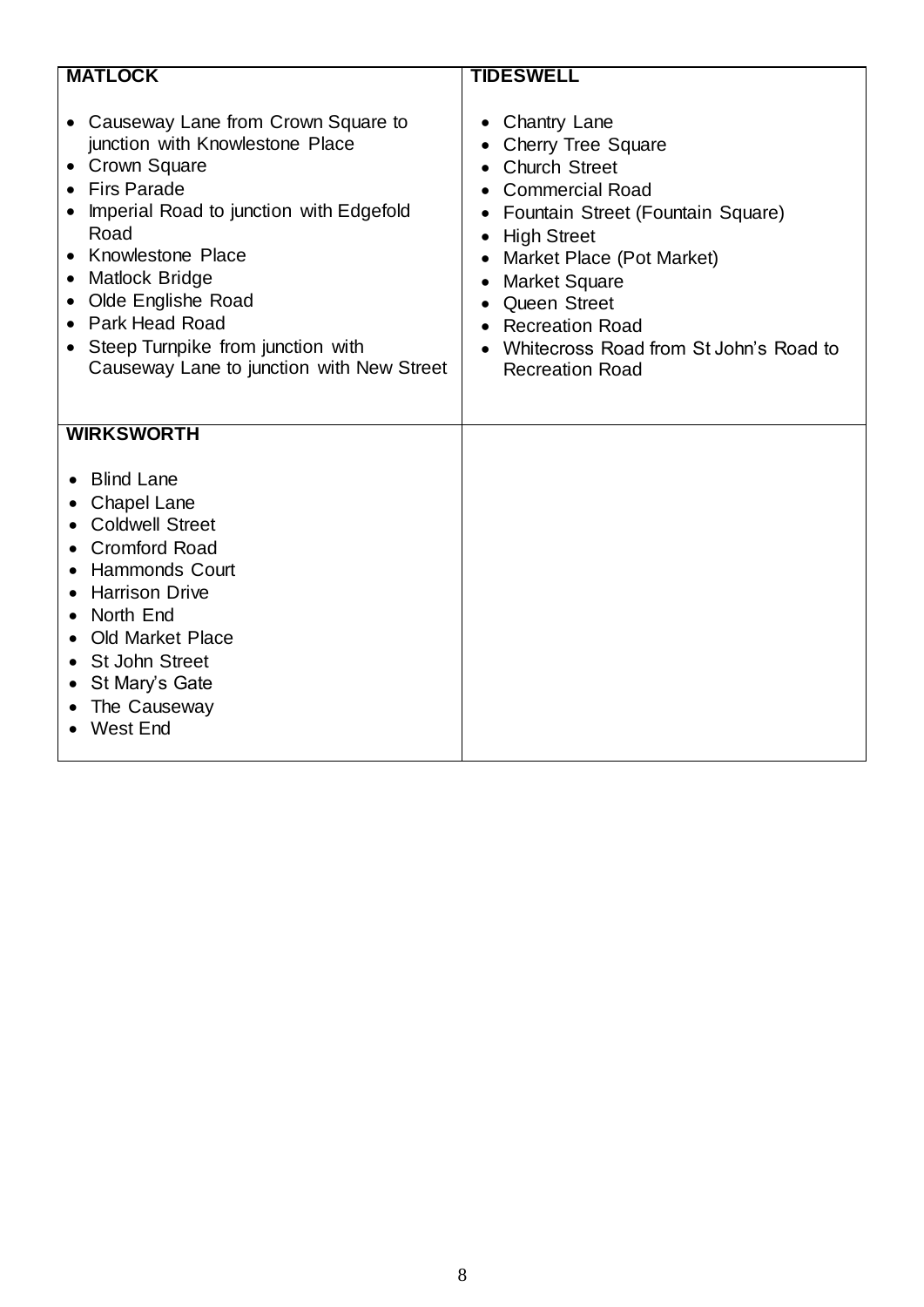| MATLOCK | TIDESWELL |
| --- | --- |
| • Causeway Lane from Crown Square to junction with Knowlestone Place<br>• Crown Square<br>• Firs Parade<br>• Imperial Road to junction with Edgefold Road<br>• Knowlestone Place<br>• Matlock Bridge<br>• Olde Englishe Road<br>• Park Head Road<br>• Steep Turnpike from junction with Causeway Lane to junction with New Street | • Chantry Lane<br>• Cherry Tree Square<br>• Church Street<br>• Commercial Road<br>• Fountain Street (Fountain Square)<br>• High Street<br>• Market Place (Pot Market)<br>• Market Square<br>• Queen Street<br>• Recreation Road<br>• Whitecross Road from St John's Road to Recreation Road |
| **WIRKSWORTH** | |
| • Blind Lane<br>• Chapel Lane<br>• Coldwell Street<br>• Cromford Road<br>• Hammonds Court<br>• Harrison Drive<br>• North End<br>• Old Market Place<br>• St John Street<br>• St Mary's Gate<br>• The Causeway<br>• West End | |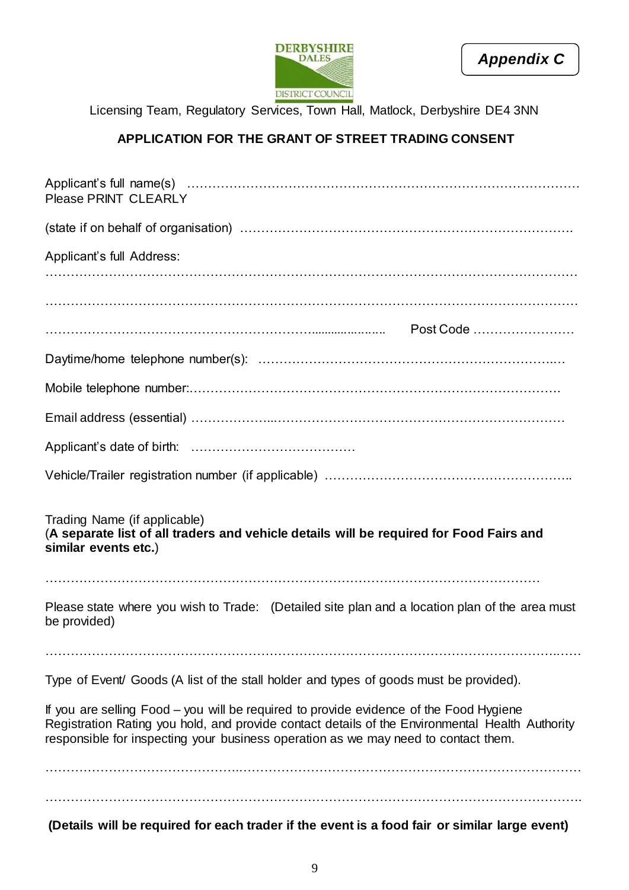*Appendix C*

Licensing Team, Regulatory Services, Town Hall, Matlock, Derbyshire DE4 3NN

## APPLICATION FOR THE GRANT OF STREET TRADING CONSENT

Applicant's full name(s) ……………………………………………………………………………………
Please PRINT CLEARLY

(state if on behalf of organisation) ……………………………………………………………………

Applicant's full Address:

……………………………………………………………………………………………………………

……………………………………………………………………………………………………………

…………………………………………………………………… Post Code ……………………

Daytime/home telephone number(s): ……………………………………………………………

Mobile telephone number:……………………………………………………………………………

Email address (essential) ………………………………………………………………………………

Applicant's date of birth: …………………………………

Vehicle/Trailer registration number (if applicable) ……………………………………………………

Trading Name (if applicable)
(**A separate list of all traders and vehicle details will be required for Food Fairs and similar events etc.**)

……………………………………………………………………………………………………………

Please state where you wish to Trade: (Detailed site plan and a location plan of the area must be provided)

……………………………………………………………………………………………………………

Type of Event/ Goods (A list of the stall holder and types of goods must be provided).

If you are selling Food – you will be required to provide evidence of the Food Hygiene Registration Rating you hold, and provide contact details of the Environmental Health Authority responsible for inspecting your business operation as we may need to contact them.

……………………………………………………………………………………………………………

……………………………………………………………………………………………………………

**(Details will be required for each trader if the event is a food fair or similar large event)**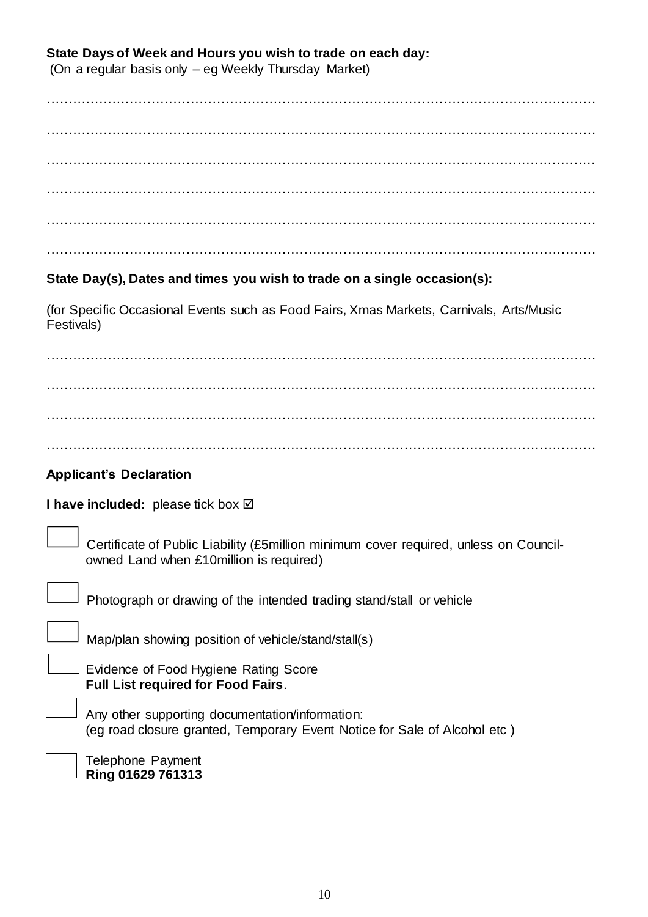**State Days of Week and Hours you wish to trade on each day:**
(On a regular basis only – eg Weekly Thursday Market)

…………………………………………………………………………………………………………

…………………………………………………………………………………………………………

…………………………………………………………………………………………………………

…………………………………………………………………………………………………………

…………………………………………………………………………………………………………

…………………………………………………………………………………………………………

**State Day(s), Dates and times you wish to trade on a single occasion(s):**

(for Specific Occasional Events such as Food Fairs, Xmas Markets, Carnivals, Arts/Music Festivals)

…………………………………………………………………………………………………………

…………………………………………………………………………………………………………

…………………………………………………………………………………………………………

…………………………………………………………………………………………………………

**Applicant's Declaration**

**I have included:** please tick box ☑

☐ Certificate of Public Liability (£5million minimum cover required, unless on Council-owned Land when £10million is required)

☐ Photograph or drawing of the intended trading stand/stall or vehicle

☐ Map/plan showing position of vehicle/stand/stall(s)

☐ Evidence of Food Hygiene Rating Score
**Full List required for Food Fairs**.

☐ Any other supporting documentation/information:
(eg road closure granted, Temporary Event Notice for Sale of Alcohol etc )

☐ Telephone Payment
**Ring 01629 761313**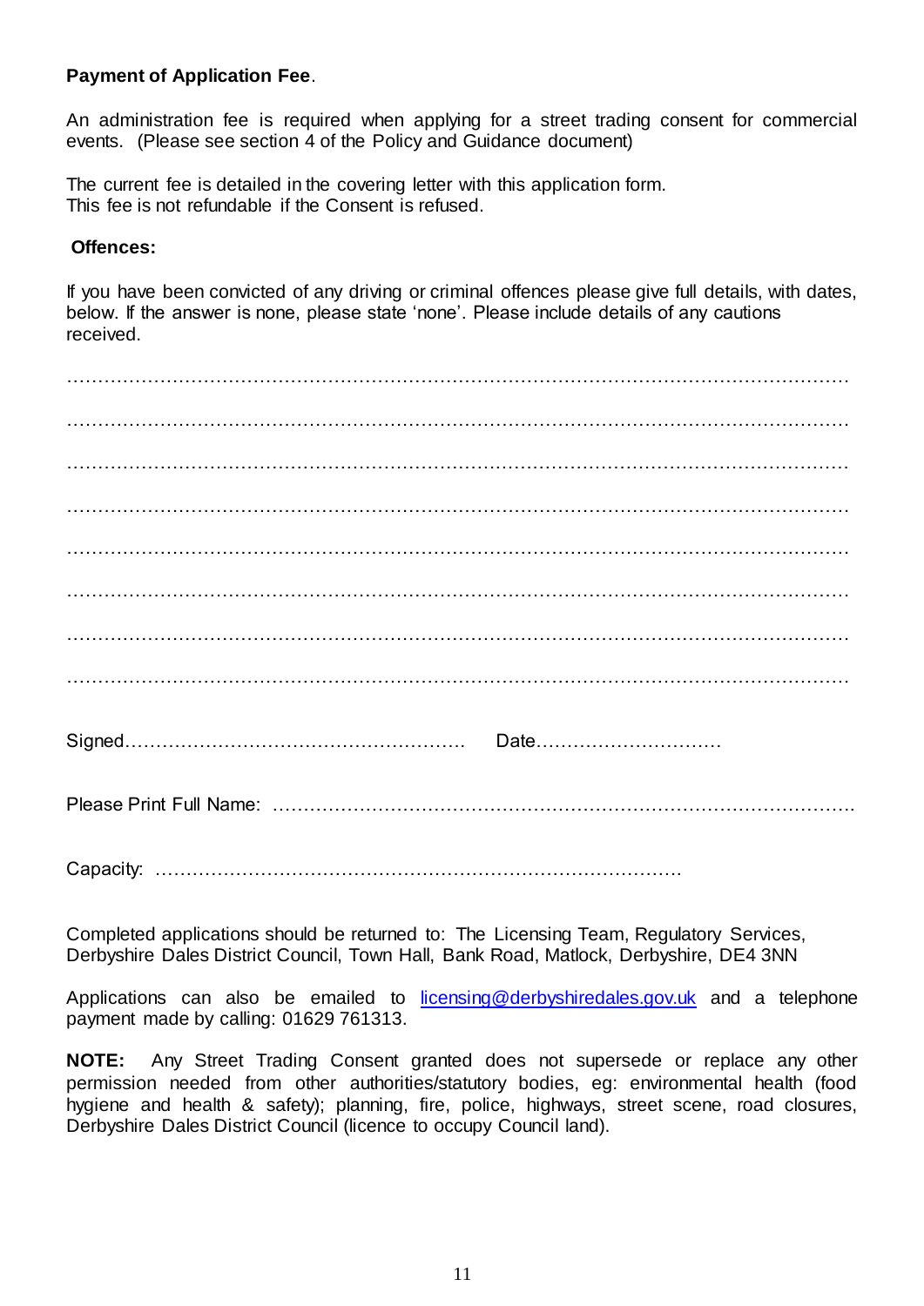**Payment of Application Fee**.

An administration fee is required when applying for a street trading consent for commercial events. (Please see section 4 of the Policy and Guidance document)

The current fee is detailed in the covering letter with this application form.
This fee is not refundable if the Consent is refused.

**Offences:**

If you have been convicted of any driving or criminal offences please give full details, with dates, below. If the answer is none, please state 'none'. Please include details of any cautions received.

……………………………………………………………………………………………………………

……………………………………………………………………………………………………………

……………………………………………………………………………………………………………

……………………………………………………………………………………………………………

……………………………………………………………………………………………………………

……………………………………………………………………………………………………………

……………………………………………………………………………………………………………

……………………………………………………………………………………………………………

Signed………………………………………………. Date…………………………

Please Print Full Name: …………………………………………………………………………….

Capacity: …………………………………………………………………………

Completed applications should be returned to: The Licensing Team, Regulatory Services, Derbyshire Dales District Council, Town Hall, Bank Road, Matlock, Derbyshire, DE4 3NN

Applications can also be emailed to licensing@derbyshiredales.gov.uk and a telephone payment made by calling: 01629 761313.

**NOTE:** Any Street Trading Consent granted does not supersede or replace any other permission needed from other authorities/statutory bodies, eg: environmental health (food hygiene and health & safety); planning, fire, police, highways, street scene, road closures, Derbyshire Dales District Council (licence to occupy Council land).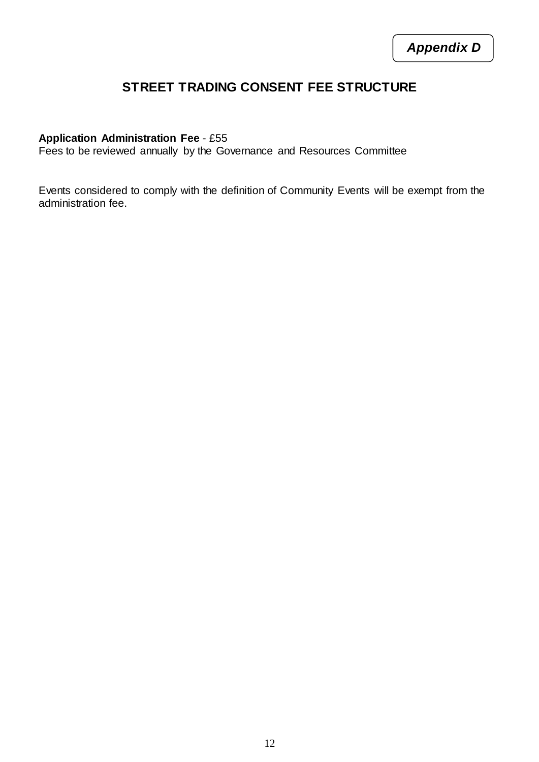***Appendix D***

## STREET TRADING CONSENT FEE STRUCTURE

**Application Administration Fee** - £55
Fees to be reviewed annually by the Governance and Resources Committee

Events considered to comply with the definition of Community Events will be exempt from the administration fee.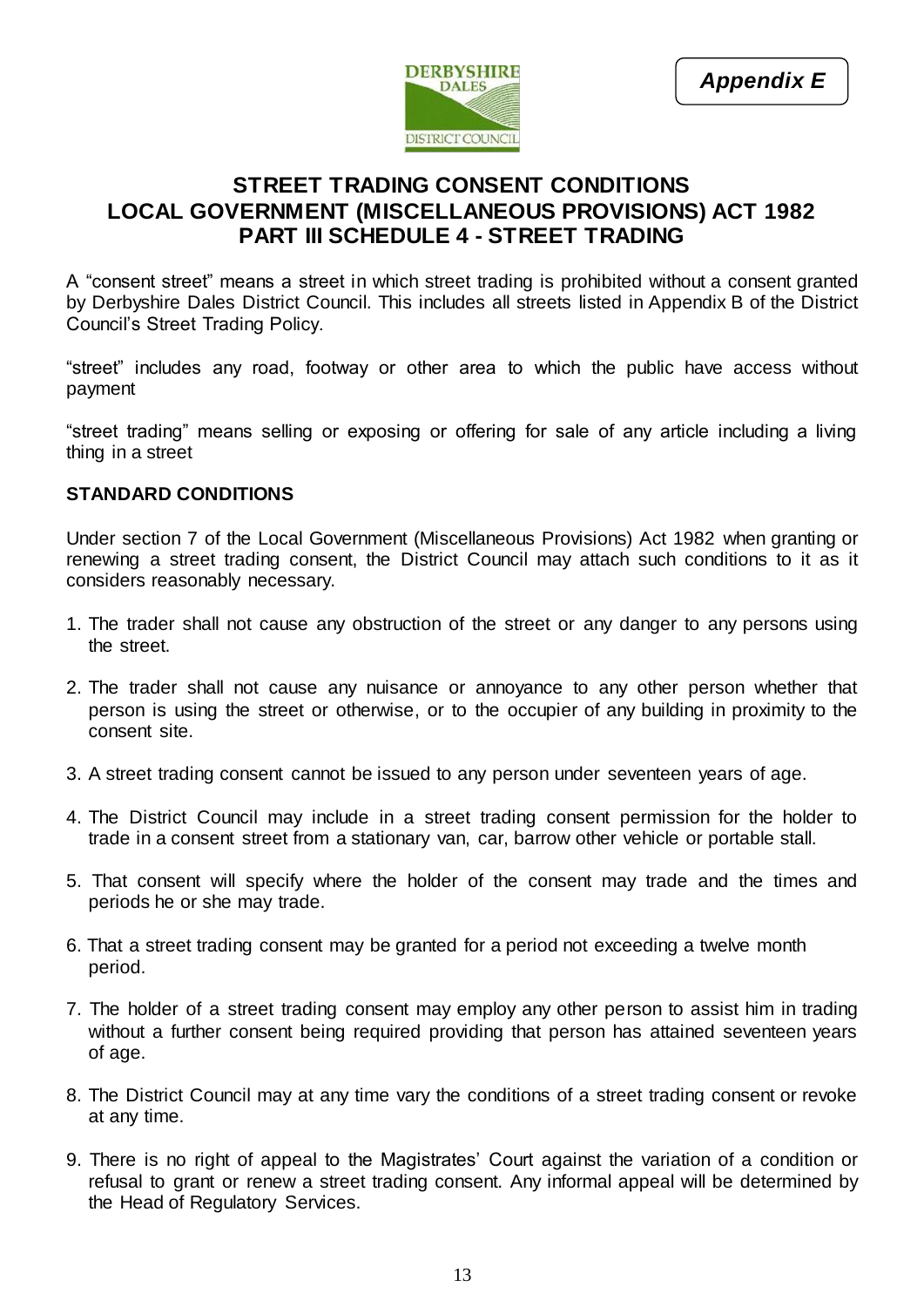*Appendix E*

# STREET TRADING CONSENT CONDITIONS
# LOCAL GOVERNMENT (MISCELLANEOUS PROVISIONS) ACT 1982
# PART III SCHEDULE 4 - STREET TRADING

A "consent street" means a street in which street trading is prohibited without a consent granted by Derbyshire Dales District Council. This includes all streets listed in Appendix B of the District Council's Street Trading Policy.

"street" includes any road, footway or other area to which the public have access without payment

"street trading" means selling or exposing or offering for sale of any article including a living thing in a street

**STANDARD CONDITIONS**

Under section 7 of the Local Government (Miscellaneous Provisions) Act 1982 when granting or renewing a street trading consent, the District Council may attach such conditions to it as it considers reasonably necessary.

1. The trader shall not cause any obstruction of the street or any danger to any persons using the street.
2. The trader shall not cause any nuisance or annoyance to any other person whether that person is using the street or otherwise, or to the occupier of any building in proximity to the consent site.
3. A street trading consent cannot be issued to any person under seventeen years of age.
4. The District Council may include in a street trading consent permission for the holder to trade in a consent street from a stationary van, car, barrow other vehicle or portable stall.
5. That consent will specify where the holder of the consent may trade and the times and periods he or she may trade.
6. That a street trading consent may be granted for a period not exceeding a twelve month period.
7. The holder of a street trading consent may employ any other person to assist him in trading without a further consent being required providing that person has attained seventeen years of age.
8. The District Council may at any time vary the conditions of a street trading consent or revoke at any time.
9. There is no right of appeal to the Magistrates' Court against the variation of a condition or refusal to grant or renew a street trading consent. Any informal appeal will be determined by the Head of Regulatory Services.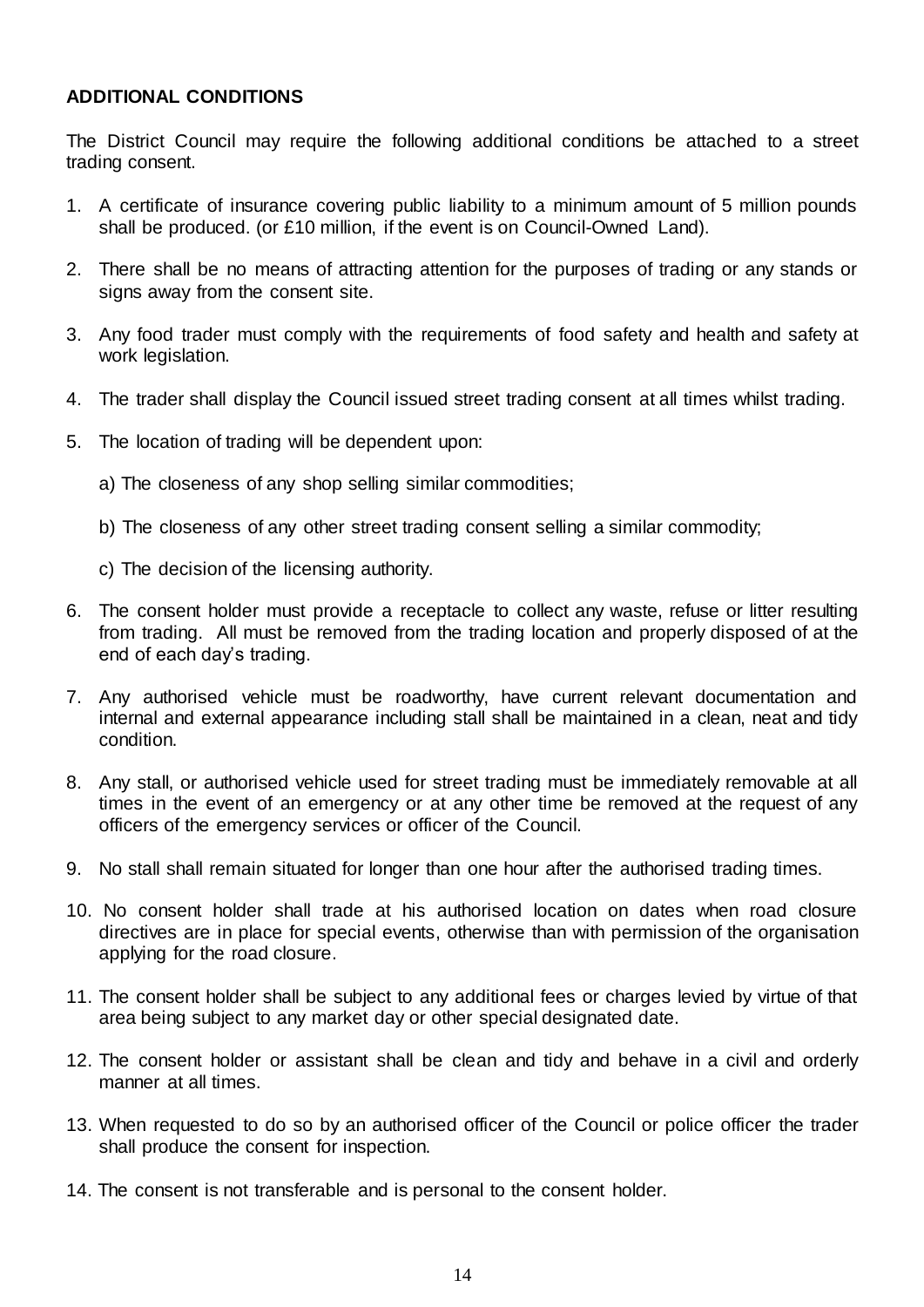**ADDITIONAL CONDITIONS**

The District Council may require the following additional conditions be attached to a street trading consent.

1. A certificate of insurance covering public liability to a minimum amount of 5 million pounds shall be produced. (or £10 million, if the event is on Council-Owned Land).

2. There shall be no means of attracting attention for the purposes of trading or any stands or signs away from the consent site.

3. Any food trader must comply with the requirements of food safety and health and safety at work legislation.

4. The trader shall display the Council issued street trading consent at all times whilst trading.

5. The location of trading will be dependent upon:

   a) The closeness of any shop selling similar commodities;

   b) The closeness of any other street trading consent selling a similar commodity;

   c) The decision of the licensing authority.

6. The consent holder must provide a receptacle to collect any waste, refuse or litter resulting from trading. All must be removed from the trading location and properly disposed of at the end of each day's trading.

7. Any authorised vehicle must be roadworthy, have current relevant documentation and internal and external appearance including stall shall be maintained in a clean, neat and tidy condition.

8. Any stall, or authorised vehicle used for street trading must be immediately removable at all times in the event of an emergency or at any other time be removed at the request of any officers of the emergency services or officer of the Council.

9. No stall shall remain situated for longer than one hour after the authorised trading times.

10. No consent holder shall trade at his authorised location on dates when road closure directives are in place for special events, otherwise than with permission of the organisation applying for the road closure.

11. The consent holder shall be subject to any additional fees or charges levied by virtue of that area being subject to any market day or other special designated date.

12. The consent holder or assistant shall be clean and tidy and behave in a civil and orderly manner at all times.

13. When requested to do so by an authorised officer of the Council or police officer the trader shall produce the consent for inspection.

14. The consent is not transferable and is personal to the consent holder.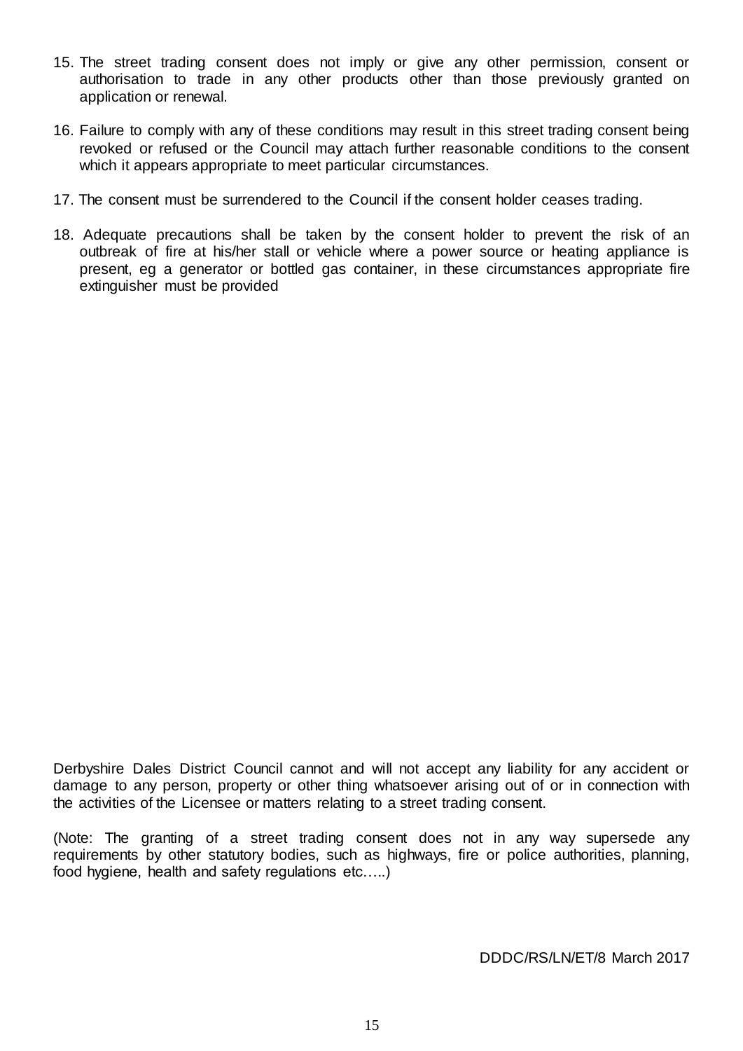15. The street trading consent does not imply or give any other permission, consent or authorisation to trade in any other products other than those previously granted on application or renewal.

16. Failure to comply with any of these conditions may result in this street trading consent being revoked or refused or the Council may attach further reasonable conditions to the consent which it appears appropriate to meet particular circumstances.

17. The consent must be surrendered to the Council if the consent holder ceases trading.

18. Adequate precautions shall be taken by the consent holder to prevent the risk of an outbreak of fire at his/her stall or vehicle where a power source or heating appliance is present, eg a generator or bottled gas container, in these circumstances appropriate fire extinguisher must be provided

Derbyshire Dales District Council cannot and will not accept any liability for any accident or damage to any person, property or other thing whatsoever arising out of or in connection with the activities of the Licensee or matters relating to a street trading consent.

(Note: The granting of a street trading consent does not in any way supersede any requirements by other statutory bodies, such as highways, fire or police authorities, planning, food hygiene, health and safety regulations etc…..)

DDDC/RS/LN/ET/8 March 2017